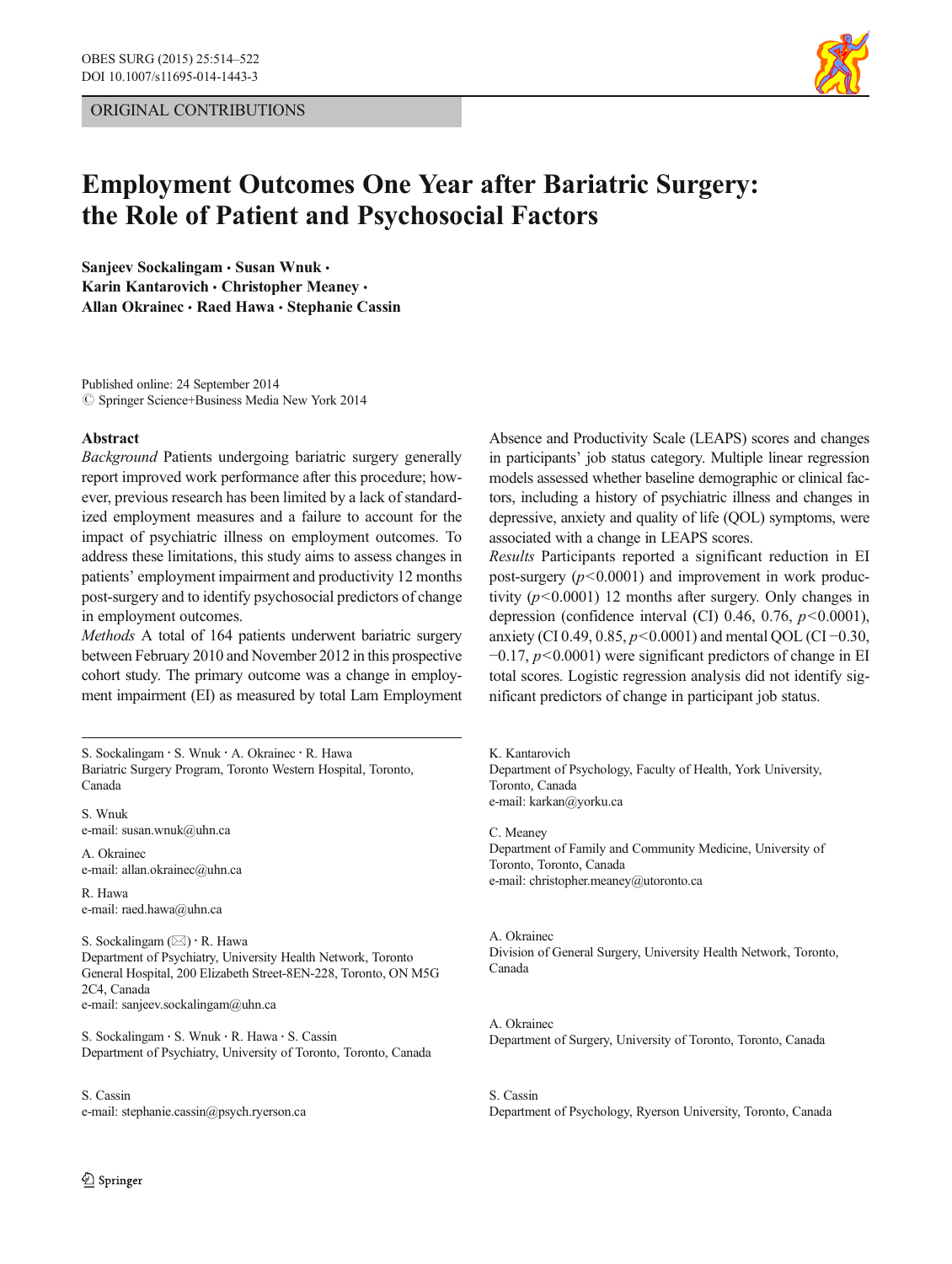ORIGINAL CONTRIBUTIONS

# Employment Outcomes One Year after Bariatric Surgery: the Role of Patient and Psychosocial Factors

**Sanjeev Sockalingam · Susan Wnuk · Karin Kantarovich · Christopher Meaney · Allan Okrainec · Raed Hawa · Stephanie Cassin**

Published online: 24 September 2014
© Springer Science+Business Media New York 2014

**Abstract**

*Background* Patients undergoing bariatric surgery generally report improved work performance after this procedure; however, previous research has been limited by a lack of standardized employment measures and a failure to account for the impact of psychiatric illness on employment outcomes. To address these limitations, this study aims to assess changes in patients' employment impairment and productivity 12 months post-surgery and to identify psychosocial predictors of change in employment outcomes.

*Methods* A total of 164 patients underwent bariatric surgery between February 2010 and November 2012 in this prospective cohort study. The primary outcome was a change in employment impairment (EI) as measured by total Lam Employment Absence and Productivity Scale (LEAPS) scores and changes in participants' job status category. Multiple linear regression models assessed whether baseline demographic or clinical factors, including a history of psychiatric illness and changes in depressive, anxiety and quality of life (QOL) symptoms, were associated with a change in LEAPS scores.

*Results* Participants reported a significant reduction in EI post-surgery ($p<0.0001$) and improvement in work productivity ($p<0.0001$) 12 months after surgery. Only changes in depression (confidence interval (CI) 0.46, 0.76, $p<0.0001$), anxiety (CI 0.49, 0.85, $p<0.0001$) and mental QOL (CI −0.30, −0.17, $p<0.0001$) were significant predictors of change in EI total scores. Logistic regression analysis did not identify significant predictors of change in participant job status.

S. Sockalingam · S. Wnuk · A. Okrainec · R. Hawa
Bariatric Surgery Program, Toronto Western Hospital, Toronto, Canada

S. Wnuk
e-mail: susan.wnuk@uhn.ca

A. Okrainec
e-mail: allan.okrainec@uhn.ca

R. Hawa
e-mail: raed.hawa@uhn.ca

S. Sockalingam (✉) · R. Hawa
Department of Psychiatry, University Health Network, Toronto General Hospital, 200 Elizabeth Street-8EN-228, Toronto, ON M5G 2C4, Canada
e-mail: sanjeev.sockalingam@uhn.ca

S. Sockalingam · S. Wnuk · R. Hawa · S. Cassin
Department of Psychiatry, University of Toronto, Toronto, Canada

S. Cassin
e-mail: stephanie.cassin@psych.ryerson.ca

K. Kantarovich
Department of Psychology, Faculty of Health, York University, Toronto, Canada
e-mail: karkan@yorku.ca

C. Meaney
Department of Family and Community Medicine, University of Toronto, Toronto, Canada
e-mail: christopher.meaney@utoronto.ca

A. Okrainec
Division of General Surgery, University Health Network, Toronto, Canada

A. Okrainec
Department of Surgery, University of Toronto, Toronto, Canada

S. Cassin
Department of Psychology, Ryerson University, Toronto, Canada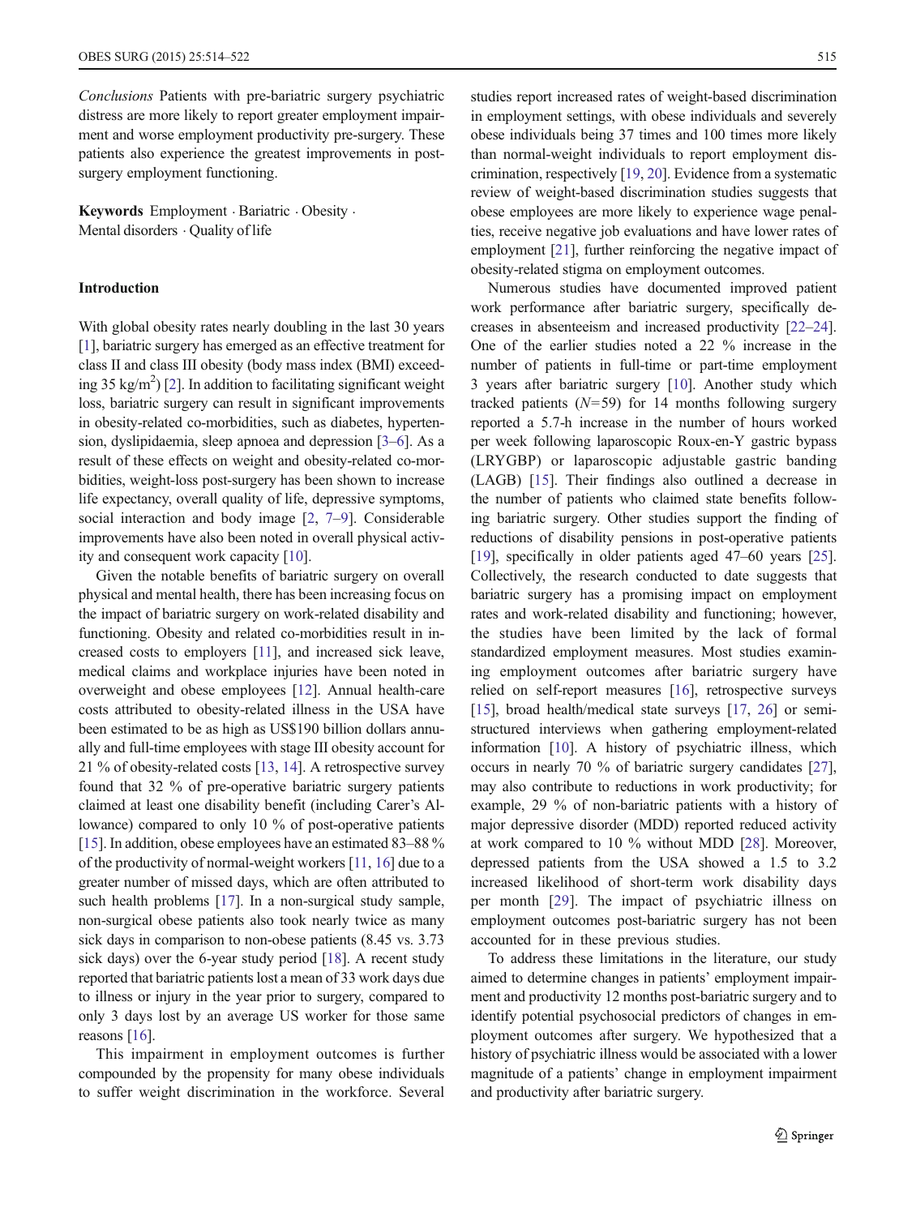*Conclusions* Patients with pre-bariatric surgery psychiatric distress are more likely to report greater employment impairment and worse employment productivity pre-surgery. These patients also experience the greatest improvements in post-surgery employment functioning.

**Keywords** Employment · Bariatric · Obesity · Mental disorders · Quality of life

## Introduction

With global obesity rates nearly doubling in the last 30 years [1], bariatric surgery has emerged as an effective treatment for class II and class III obesity (body mass index (BMI) exceeding 35 kg/m$^2$) [2]. In addition to facilitating significant weight loss, bariatric surgery can result in significant improvements in obesity-related co-morbidities, such as diabetes, hypertension, dyslipidaemia, sleep apnoea and depression [3–6]. As a result of these effects on weight and obesity-related co-morbidities, weight-loss post-surgery has been shown to increase life expectancy, overall quality of life, depressive symptoms, social interaction and body image [2, 7–9]. Considerable improvements have also been noted in overall physical activity and consequent work capacity [10].

Given the notable benefits of bariatric surgery on overall physical and mental health, there has been increasing focus on the impact of bariatric surgery on work-related disability and functioning. Obesity and related co-morbidities result in increased costs to employers [11], and increased sick leave, medical claims and workplace injuries have been noted in overweight and obese employees [12]. Annual health-care costs attributed to obesity-related illness in the USA have been estimated to be as high as US$190 billion dollars annually and full-time employees with stage III obesity account for 21 % of obesity-related costs [13, 14]. A retrospective survey found that 32 % of pre-operative bariatric surgery patients claimed at least one disability benefit (including Carer's Allowance) compared to only 10 % of post-operative patients [15]. In addition, obese employees have an estimated 83–88 % of the productivity of normal-weight workers [11, 16] due to a greater number of missed days, which are often attributed to such health problems [17]. In a non-surgical study sample, non-surgical obese patients also took nearly twice as many sick days in comparison to non-obese patients (8.45 vs. 3.73 sick days) over the 6-year study period [18]. A recent study reported that bariatric patients lost a mean of 33 work days due to illness or injury in the year prior to surgery, compared to only 3 days lost by an average US worker for those same reasons [16].

This impairment in employment outcomes is further compounded by the propensity for many obese individuals to suffer weight discrimination in the workforce. Several studies report increased rates of weight-based discrimination in employment settings, with obese individuals and severely obese individuals being 37 times and 100 times more likely than normal-weight individuals to report employment discrimination, respectively [19, 20]. Evidence from a systematic review of weight-based discrimination studies suggests that obese employees are more likely to experience wage penalties, receive negative job evaluations and have lower rates of employment [21], further reinforcing the negative impact of obesity-related stigma on employment outcomes.

Numerous studies have documented improved patient work performance after bariatric surgery, specifically decreases in absenteeism and increased productivity [22–24]. One of the earlier studies noted a 22 % increase in the number of patients in full-time or part-time employment 3 years after bariatric surgery [10]. Another study which tracked patients ($N$=59) for 14 months following surgery reported a 5.7-h increase in the number of hours worked per week following laparoscopic Roux-en-Y gastric bypass (LRYGBP) or laparoscopic adjustable gastric banding (LAGB) [15]. Their findings also outlined a decrease in the number of patients who claimed state benefits following bariatric surgery. Other studies support the finding of reductions of disability pensions in post-operative patients [19], specifically in older patients aged 47–60 years [25]. Collectively, the research conducted to date suggests that bariatric surgery has a promising impact on employment rates and work-related disability and functioning; however, the studies have been limited by the lack of formal standardized employment measures. Most studies examining employment outcomes after bariatric surgery have relied on self-report measures [16], retrospective surveys [15], broad health/medical state surveys [17, 26] or semi-structured interviews when gathering employment-related information [10]. A history of psychiatric illness, which occurs in nearly 70 % of bariatric surgery candidates [27], may also contribute to reductions in work productivity; for example, 29 % of non-bariatric patients with a history of major depressive disorder (MDD) reported reduced activity at work compared to 10 % without MDD [28]. Moreover, depressed patients from the USA showed a 1.5 to 3.2 increased likelihood of short-term work disability days per month [29]. The impact of psychiatric illness on employment outcomes post-bariatric surgery has not been accounted for in these previous studies.

To address these limitations in the literature, our study aimed to determine changes in patients' employment impairment and productivity 12 months post-bariatric surgery and to identify potential psychosocial predictors of changes in employment outcomes after surgery. We hypothesized that a history of psychiatric illness would be associated with a lower magnitude of a patients' change in employment impairment and productivity after bariatric surgery.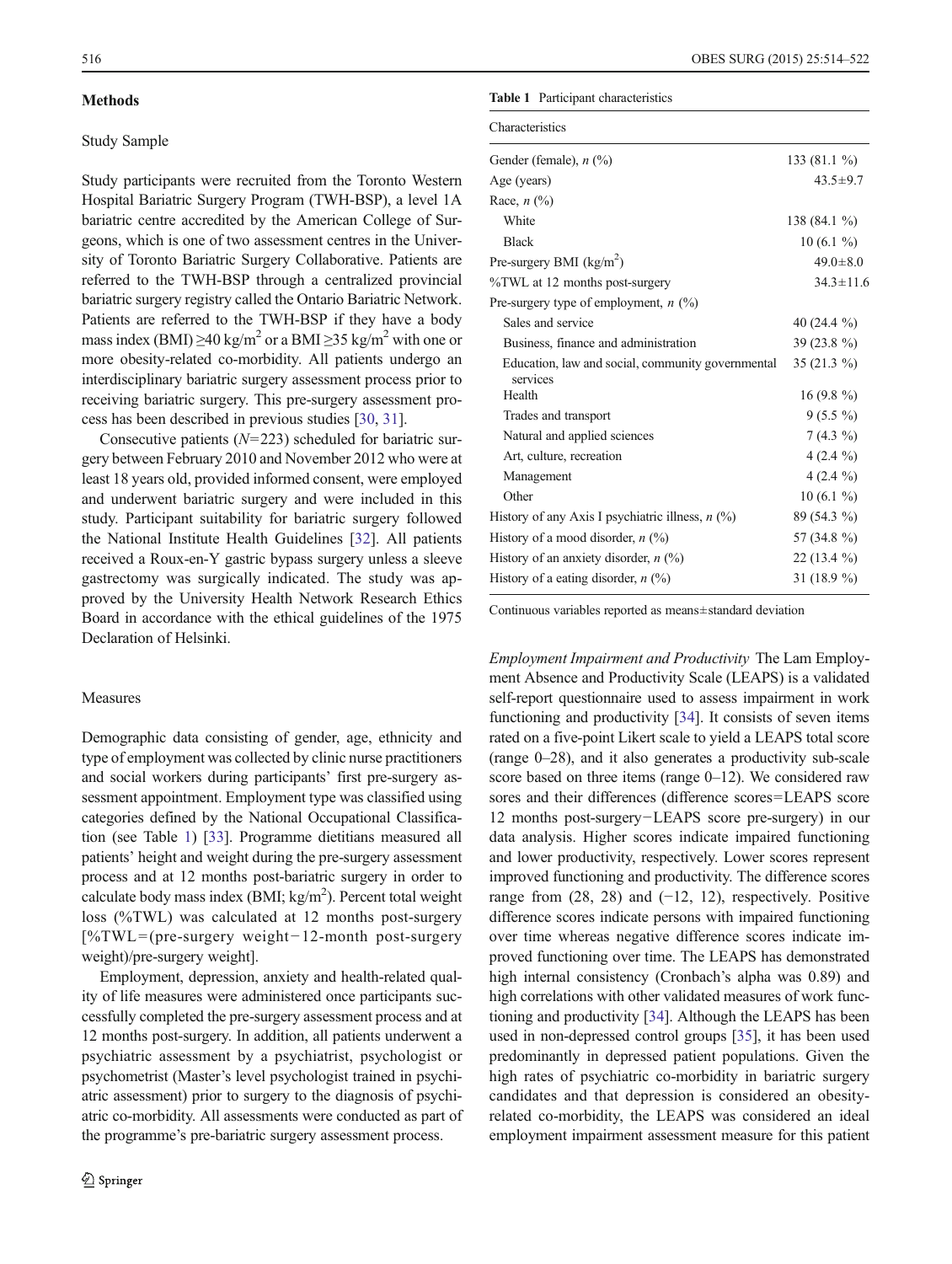## Methods

### Study Sample

Study participants were recruited from the Toronto Western Hospital Bariatric Surgery Program (TWH-BSP), a level 1A bariatric centre accredited by the American College of Surgeons, which is one of two assessment centres in the University of Toronto Bariatric Surgery Collaborative. Patients are referred to the TWH-BSP through a centralized provincial bariatric surgery registry called the Ontario Bariatric Network. Patients are referred to the TWH-BSP if they have a body mass index (BMI) ≥40 kg/m$^2$ or a BMI ≥35 kg/m$^2$ with one or more obesity-related co-morbidity. All patients undergo an interdisciplinary bariatric surgery assessment process prior to receiving bariatric surgery. This pre-surgery assessment process has been described in previous studies [30, 31].

Consecutive patients ($N$=223) scheduled for bariatric surgery between February 2010 and November 2012 who were at least 18 years old, provided informed consent, were employed and underwent bariatric surgery and were included in this study. Participant suitability for bariatric surgery followed the National Institute Health Guidelines [32]. All patients received a Roux-en-Y gastric bypass surgery unless a sleeve gastrectomy was surgically indicated. The study was approved by the University Health Network Research Ethics Board in accordance with the ethical guidelines of the 1975 Declaration of Helsinki.

### Measures

Demographic data consisting of gender, age, ethnicity and type of employment was collected by clinic nurse practitioners and social workers during participants' first pre-surgery assessment appointment. Employment type was classified using categories defined by the National Occupational Classification (see Table 1) [33]. Programme dietitians measured all patients' height and weight during the pre-surgery assessment process and at 12 months post-bariatric surgery in order to calculate body mass index (BMI; kg/m$^2$). Percent total weight loss (%TWL) was calculated at 12 months post-surgery [%TWL=(pre-surgery weight−12-month post-surgery weight)/pre-surgery weight].

Employment, depression, anxiety and health-related quality of life measures were administered once participants successfully completed the pre-surgery assessment process and at 12 months post-surgery. In addition, all patients underwent a psychiatric assessment by a psychiatrist, psychologist or psychometrist (Master's level psychologist trained in psychiatric assessment) prior to surgery to the diagnosis of psychiatric co-morbidity. All assessments were conducted as part of the programme's pre-bariatric surgery assessment process.

**Table 1** Participant characteristics

| Characteristics | |
|---|---|
| Gender (female), *n* (%) | 133 (81.1 %) |
| Age (years) | 43.5±9.7 |
| Race, *n* (%) | |
| White | 138 (84.1 %) |
| Black | 10 (6.1 %) |
| Pre-surgery BMI (kg/m$^2$) | 49.0±8.0 |
| %TWL at 12 months post-surgery | 34.3±11.6 |
| Pre-surgery type of employment, *n* (%) | |
| Sales and service | 40 (24.4 %) |
| Business, finance and administration | 39 (23.8 %) |
| Education, law and social, community governmental services | 35 (21.3 %) |
| Health | 16 (9.8 %) |
| Trades and transport | 9 (5.5 %) |
| Natural and applied sciences | 7 (4.3 %) |
| Art, culture, recreation | 4 (2.4 %) |
| Management | 4 (2.4 %) |
| Other | 10 (6.1 %) |
| History of any Axis I psychiatric illness, *n* (%) | 89 (54.3 %) |
| History of a mood disorder, *n* (%) | 57 (34.8 %) |
| History of an anxiety disorder, *n* (%) | 22 (13.4 %) |
| History of a eating disorder, *n* (%) | 31 (18.9 %) |

Continuous variables reported as means±standard deviation

*Employment Impairment and Productivity* The Lam Employment Absence and Productivity Scale (LEAPS) is a validated self-report questionnaire used to assess impairment in work functioning and productivity [34]. It consists of seven items rated on a five-point Likert scale to yield a LEAPS total score (range 0–28), and it also generates a productivity sub-scale score based on three items (range 0–12). We considered raw sores and their differences (difference scores=LEAPS score 12 months post-surgery−LEAPS score pre-surgery) in our data analysis. Higher scores indicate impaired functioning and lower productivity, respectively. Lower scores represent improved functioning and productivity. The difference scores range from (28, 28) and (−12, 12), respectively. Positive difference scores indicate persons with impaired functioning over time whereas negative difference scores indicate improved functioning over time. The LEAPS has demonstrated high internal consistency (Cronbach's alpha was 0.89) and high correlations with other validated measures of work functioning and productivity [34]. Although the LEAPS has been used in non-depressed control groups [35], it has been used predominantly in depressed patient populations. Given the high rates of psychiatric co-morbidity in bariatric surgery candidates and that depression is considered an obesity-related co-morbidity, the LEAPS was considered an ideal employment impairment assessment measure for this patient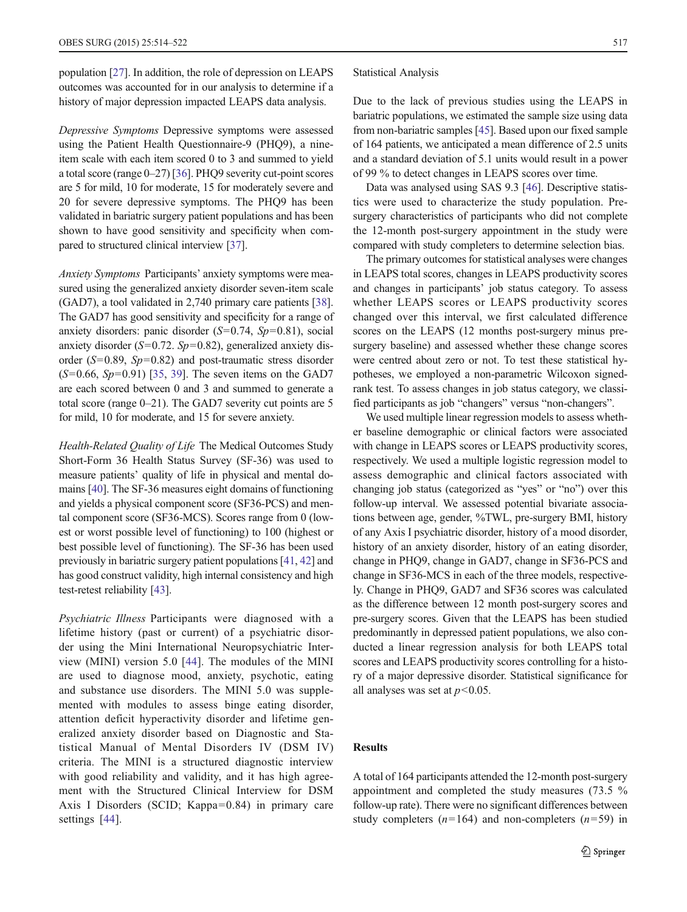population [27]. In addition, the role of depression on LEAPS outcomes was accounted for in our analysis to determine if a history of major depression impacted LEAPS data analysis.

*Depressive Symptoms* Depressive symptoms were assessed using the Patient Health Questionnaire-9 (PHQ9), a nine-item scale with each item scored 0 to 3 and summed to yield a total score (range 0–27) [36]. PHQ9 severity cut-point scores are 5 for mild, 10 for moderate, 15 for moderately severe and 20 for severe depressive symptoms. The PHQ9 has been validated in bariatric surgery patient populations and has been shown to have good sensitivity and specificity when compared to structured clinical interview [37].

*Anxiety Symptoms* Participants' anxiety symptoms were measured using the generalized anxiety disorder seven-item scale (GAD7), a tool validated in 2,740 primary care patients [38]. The GAD7 has good sensitivity and specificity for a range of anxiety disorders: panic disorder ($S$=0.74, $Sp$=0.81), social anxiety disorder ($S$=0.72. $Sp$=0.82), generalized anxiety disorder ($S$=0.89, $Sp$=0.82) and post-traumatic stress disorder ($S$=0.66, $Sp$=0.91) [35, 39]. The seven items on the GAD7 are each scored between 0 and 3 and summed to generate a total score (range 0–21). The GAD7 severity cut points are 5 for mild, 10 for moderate, and 15 for severe anxiety.

*Health-Related Quality of Life* The Medical Outcomes Study Short-Form 36 Health Status Survey (SF-36) was used to measure patients' quality of life in physical and mental domains [40]. The SF-36 measures eight domains of functioning and yields a physical component score (SF36-PCS) and mental component score (SF36-MCS). Scores range from 0 (lowest or worst possible level of functioning) to 100 (highest or best possible level of functioning). The SF-36 has been used previously in bariatric surgery patient populations [41, 42] and has good construct validity, high internal consistency and high test-retest reliability [43].

*Psychiatric Illness* Participants were diagnosed with a lifetime history (past or current) of a psychiatric disorder using the Mini International Neuropsychiatric Interview (MINI) version 5.0 [44]. The modules of the MINI are used to diagnose mood, anxiety, psychotic, eating and substance use disorders. The MINI 5.0 was supplemented with modules to assess binge eating disorder, attention deficit hyperactivity disorder and lifetime generalized anxiety disorder based on Diagnostic and Statistical Manual of Mental Disorders IV (DSM IV) criteria. The MINI is a structured diagnostic interview with good reliability and validity, and it has high agreement with the Structured Clinical Interview for DSM Axis I Disorders (SCID; Kappa=0.84) in primary care settings [44].

### Statistical Analysis

Due to the lack of previous studies using the LEAPS in bariatric populations, we estimated the sample size using data from non-bariatric samples [45]. Based upon our fixed sample of 164 patients, we anticipated a mean difference of 2.5 units and a standard deviation of 5.1 units would result in a power of 99 % to detect changes in LEAPS scores over time.

Data was analysed using SAS 9.3 [46]. Descriptive statistics were used to characterize the study population. Pre-surgery characteristics of participants who did not complete the 12-month post-surgery appointment in the study were compared with study completers to determine selection bias.

The primary outcomes for statistical analyses were changes in LEAPS total scores, changes in LEAPS productivity scores and changes in participants' job status category. To assess whether LEAPS scores or LEAPS productivity scores changed over this interval, we first calculated difference scores on the LEAPS (12 months post-surgery minus pre-surgery baseline) and assessed whether these change scores were centred about zero or not. To test these statistical hypotheses, we employed a non-parametric Wilcoxon signed-rank test. To assess changes in job status category, we classified participants as job "changers" versus "non-changers".

We used multiple linear regression models to assess whether baseline demographic or clinical factors were associated with change in LEAPS scores or LEAPS productivity scores, respectively. We used a multiple logistic regression model to assess demographic and clinical factors associated with changing job status (categorized as "yes" or "no") over this follow-up interval. We assessed potential bivariate associations between age, gender, %TWL, pre-surgery BMI, history of any Axis I psychiatric disorder, history of a mood disorder, history of an anxiety disorder, history of an eating disorder, change in PHQ9, change in GAD7, change in SF36-PCS and change in SF36-MCS in each of the three models, respectively. Change in PHQ9, GAD7 and SF36 scores was calculated as the difference between 12 month post-surgery scores and pre-surgery scores. Given that the LEAPS has been studied predominantly in depressed patient populations, we also conducted a linear regression analysis for both LEAPS total scores and LEAPS productivity scores controlling for a history of a major depressive disorder. Statistical significance for all analyses was set at $p<0.05$.

## Results

A total of 164 participants attended the 12-month post-surgery appointment and completed the study measures (73.5 % follow-up rate). There were no significant differences between study completers ($n$=164) and non-completers ($n$=59) in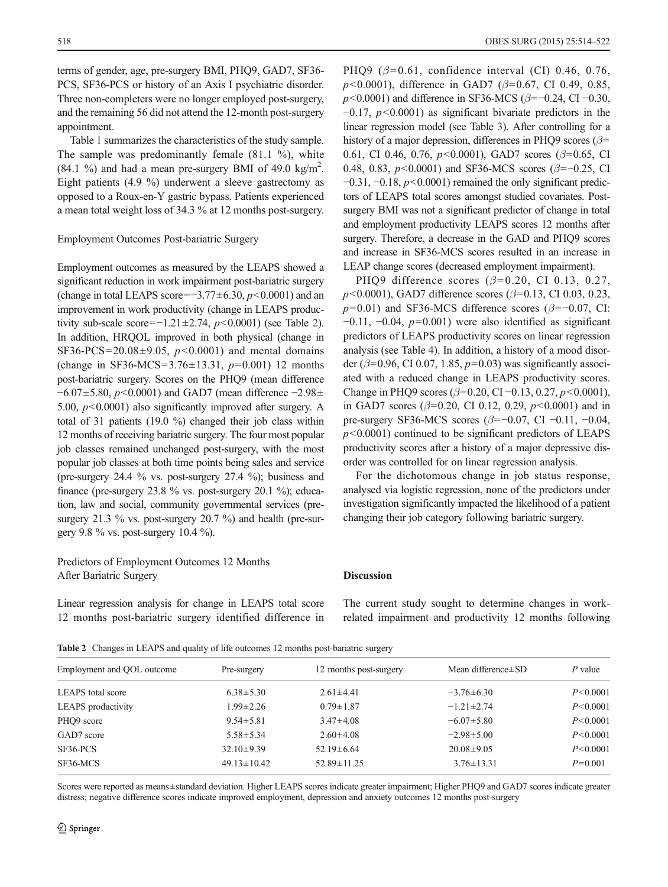terms of gender, age, pre-surgery BMI, PHQ9, GAD7, SF36-PCS, SF36-PCS or history of an Axis I psychiatric disorder. Three non-completers were no longer employed post-surgery, and the remaining 56 did not attend the 12-month post-surgery appointment.

Table 1 summarizes the characteristics of the study sample. The sample was predominantly female (81.1 %), white (84.1 %) and had a mean pre-surgery BMI of 49.0 kg/m$^2$. Eight patients (4.9 %) underwent a sleeve gastrectomy as opposed to a Roux-en-Y gastric bypass. Patients experienced a mean total weight loss of 34.3 % at 12 months post-surgery.

### Employment Outcomes Post-bariatric Surgery

Employment outcomes as measured by the LEAPS showed a significant reduction in work impairment post-bariatric surgery (change in total LEAPS score=−3.77±6.30, $p<0.0001$) and an improvement in work productivity (change in LEAPS productivity sub-scale score=−1.21±2.74, $p<0.0001$) (see Table 2). In addition, HRQOL improved in both physical (change in SF36-PCS=20.08±9.05, $p<0.0001$) and mental domains (change in SF36-MCS=3.76±13.31, $p=0.001$) 12 months post-bariatric surgery. Scores on the PHQ9 (mean difference −6.07±5.80, $p<0.0001$) and GAD7 (mean difference −2.98±5.00, $p<0.0001$) also significantly improved after surgery. A total of 31 patients (19.0 %) changed their job class within 12 months of receiving bariatric surgery. The four most popular job classes remained unchanged post-surgery, with the most popular job classes at both time points being sales and service (pre-surgery 24.4 % vs. post-surgery 27.4 %); business and finance (pre-surgery 23.8 % vs. post-surgery 20.1 %); education, law and social, community governmental services (pre-surgery 21.3 % vs. post-surgery 20.7 %) and health (pre-surgery 9.8 % vs. post-surgery 10.4 %).

### Predictors of Employment Outcomes 12 Months After Bariatric Surgery

Linear regression analysis for change in LEAPS total score 12 months post-bariatric surgery identified difference in PHQ9 ($\beta=0.61$, confidence interval (CI) 0.46, 0.76, $p<0.0001$), difference in GAD7 ($\beta=0.67$, CI 0.49, 0.85, $p<0.0001$) and difference in SF36-MCS ($\beta=-0.24$, CI −0.30, −0.17, $p<0.0001$) as significant bivariate predictors in the linear regression model (see Table 3). After controlling for a history of a major depression, differences in PHQ9 scores ($\beta=0.61$, CI 0.46, 0.76, $p<0.0001$), GAD7 scores ($\beta=0.65$, CI 0.48, 0.83, $p<0.0001$) and SF36-MCS scores ($\beta=-0.25$, CI −0.31, −0.18, $p<0.0001$) remained the only significant predictors of LEAPS total scores amongst studied covariates. Post-surgery BMI was not a significant predictor of change in total and employment productivity LEAPS scores 12 months after surgery. Therefore, a decrease in the GAD and PHQ9 scores and increase in SF36-MCS scores resulted in an increase in LEAP change scores (decreased employment impairment).

PHQ9 difference scores ($\beta=0.20$, CI 0.13, 0.27, $p<0.0001$), GAD7 difference scores ($\beta=0.13$, CI 0.03, 0.23, $p=0.01$) and SF36-MCS difference scores ($\beta=-0.07$, CI: −0.11, −0.04, $p=0.001$) were also identified as significant predictors of LEAPS productivity scores on linear regression analysis (see Table 4). In addition, a history of a mood disorder ($\beta=0.96$, CI 0.07, 1.85, $p=0.03$) was significantly associated with a reduced change in LEAPS productivity scores. Change in PHQ9 scores ($\beta=0.20$, CI −0.13, 0.27, $p<0.0001$), in GAD7 scores ($\beta=0.20$, CI 0.12, 0.29, $p<0.0001$) and in pre-surgery SF36-MCS scores ($\beta=-0.07$, CI −0.11, −0.04, $p<0.0001$) continued to be significant predictors of LEAPS productivity scores after a history of a major depressive disorder was controlled for on linear regression analysis.

For the dichotomous change in job status response, analysed via logistic regression, none of the predictors under investigation significantly impacted the likelihood of a patient changing their job category following bariatric surgery.

## Discussion

The current study sought to determine changes in work-related impairment and productivity 12 months following

**Table 2** Changes in LEAPS and quality of life outcomes 12 months post-bariatric surgery

| Employment and QOL outcome | Pre-surgery | 12 months post-surgery | Mean difference±SD | *P* value |
|---|---|---|---|---|
| LEAPS total score | 6.38±5.30 | 2.61±4.41 | −3.76±6.30 | $P<0.0001$ |
| LEAPS productivity | 1.99±2.26 | 0.79±1.87 | −1.21±2.74 | $P<0.0001$ |
| PHQ9 score | 9.54±5.81 | 3.47±4.08 | −6.07±5.80 | $P<0.0001$ |
| GAD7 score | 5.58±5.34 | 2.60±4.08 | −2.98±5.00 | $P<0.0001$ |
| SF36-PCS | 32.10±9.39 | 52.19±6.64 | 20.08±9.05 | $P<0.0001$ |
| SF36-MCS | 49.13±10.42 | 52.89±11.25 | 3.76±13.31 | $P=0.001$ |

Scores were reported as means±standard deviation. Higher LEAPS scores indicate greater impairment; Higher PHQ9 and GAD7 scores indicate greater distress; negative difference scores indicate improved employment, depression and anxiety outcomes 12 months post-surgery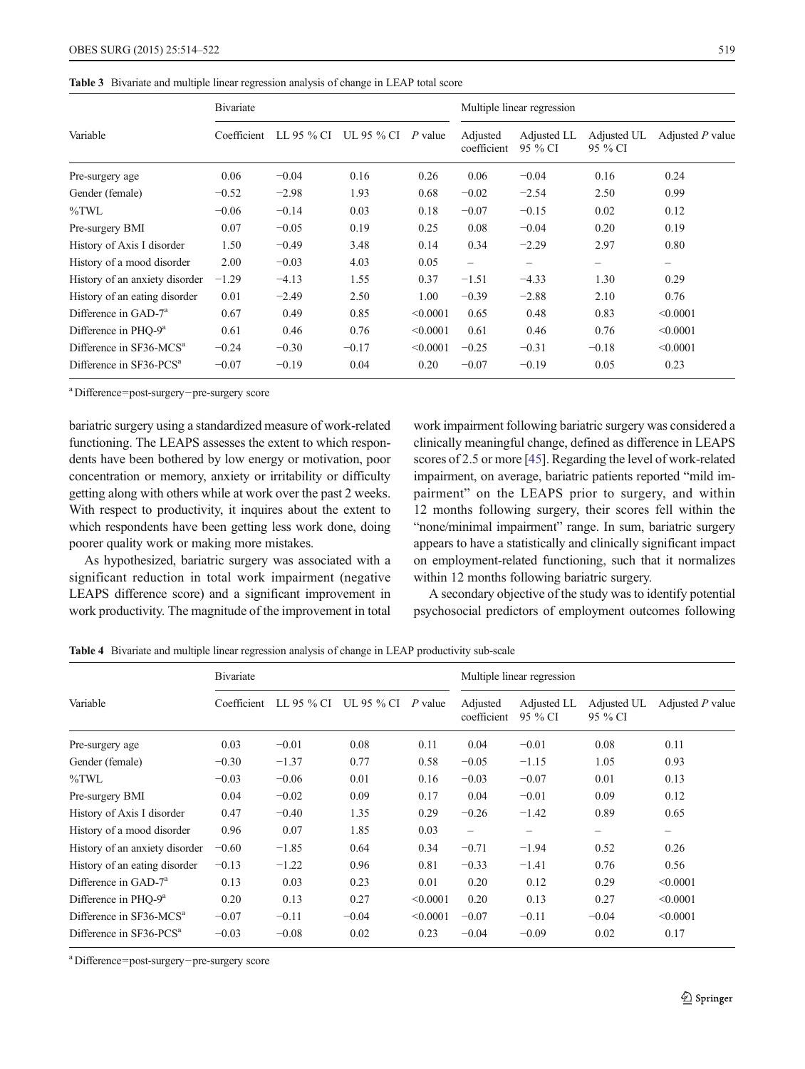**Table 3** Bivariate and multiple linear regression analysis of change in LEAP total score

| Variable | Bivariate | | | | Multiple linear regression | | | |
|---|---|---|---|---|---|---|---|---|
| | Coefficient | LL 95 % CI | UL 95 % CI | *P* value | Adjusted coefficient | Adjusted LL 95 % CI | Adjusted UL 95 % CI | Adjusted *P* value |
| Pre-surgery age | 0.06 | −0.04 | 0.16 | 0.26 | 0.06 | −0.04 | 0.16 | 0.24 |
| Gender (female) | −0.52 | −2.98 | 1.93 | 0.68 | −0.02 | −2.54 | 2.50 | 0.99 |
| %TWL | −0.06 | −0.14 | 0.03 | 0.18 | −0.07 | −0.15 | 0.02 | 0.12 |
| Pre-surgery BMI | 0.07 | −0.05 | 0.19 | 0.25 | 0.08 | −0.04 | 0.20 | 0.19 |
| History of Axis I disorder | 1.50 | −0.49 | 3.48 | 0.14 | 0.34 | −2.29 | 2.97 | 0.80 |
| History of a mood disorder | 2.00 | −0.03 | 4.03 | 0.05 | – | – | – | – |
| History of an anxiety disorder | −1.29 | −4.13 | 1.55 | 0.37 | −1.51 | −4.33 | 1.30 | 0.29 |
| History of an eating disorder | 0.01 | −2.49 | 2.50 | 1.00 | −0.39 | −2.88 | 2.10 | 0.76 |
| Difference in GAD-7[a] | 0.67 | 0.49 | 0.85 | <0.0001 | 0.65 | 0.48 | 0.83 | <0.0001 |
| Difference in PHQ-9[a] | 0.61 | 0.46 | 0.76 | <0.0001 | 0.61 | 0.46 | 0.76 | <0.0001 |
| Difference in SF36-MCS[a] | −0.24 | −0.30 | −0.17 | <0.0001 | −0.25 | −0.31 | −0.18 | <0.0001 |
| Difference in SF36-PCS[a] | −0.07 | −0.19 | 0.04 | 0.20 | −0.07 | −0.19 | 0.05 | 0.23 |

[a] Difference=post-surgery−pre-surgery score

bariatric surgery using a standardized measure of work-related functioning. The LEAPS assesses the extent to which respondents have been bothered by low energy or motivation, poor concentration or memory, anxiety or irritability or difficulty getting along with others while at work over the past 2 weeks. With respect to productivity, it inquires about the extent to which respondents have been getting less work done, doing poorer quality work or making more mistakes.

As hypothesized, bariatric surgery was associated with a significant reduction in total work impairment (negative LEAPS difference score) and a significant improvement in work productivity. The magnitude of the improvement in total work impairment following bariatric surgery was considered a clinically meaningful change, defined as difference in LEAPS scores of 2.5 or more [45]. Regarding the level of work-related impairment, on average, bariatric patients reported "mild impairment" on the LEAPS prior to surgery, and within 12 months following surgery, their scores fell within the "none/minimal impairment" range. In sum, bariatric surgery appears to have a statistically and clinically significant impact on employment-related functioning, such that it normalizes within 12 months following bariatric surgery.

A secondary objective of the study was to identify potential psychosocial predictors of employment outcomes following

**Table 4** Bivariate and multiple linear regression analysis of change in LEAP productivity sub-scale

| Variable | Bivariate | | | | Multiple linear regression | | | |
|---|---|---|---|---|---|---|---|---|
| | Coefficient | LL 95 % CI | UL 95 % CI | *P* value | Adjusted coefficient | Adjusted LL 95 % CI | Adjusted UL 95 % CI | Adjusted *P* value |
| Pre-surgery age | 0.03 | −0.01 | 0.08 | 0.11 | 0.04 | −0.01 | 0.08 | 0.11 |
| Gender (female) | −0.30 | −1.37 | 0.77 | 0.58 | −0.05 | −1.15 | 1.05 | 0.93 |
| %TWL | −0.03 | −0.06 | 0.01 | 0.16 | −0.03 | −0.07 | 0.01 | 0.13 |
| Pre-surgery BMI | 0.04 | −0.02 | 0.09 | 0.17 | 0.04 | −0.01 | 0.09 | 0.12 |
| History of Axis I disorder | 0.47 | −0.40 | 1.35 | 0.29 | −0.26 | −1.42 | 0.89 | 0.65 |
| History of a mood disorder | 0.96 | 0.07 | 1.85 | 0.03 | – | – | – | – |
| History of an anxiety disorder | −0.60 | −1.85 | 0.64 | 0.34 | −0.71 | −1.94 | 0.52 | 0.26 |
| History of an eating disorder | −0.13 | −1.22 | 0.96 | 0.81 | −0.33 | −1.41 | 0.76 | 0.56 |
| Difference in GAD-7[a] | 0.13 | 0.03 | 0.23 | 0.01 | 0.20 | 0.12 | 0.29 | <0.0001 |
| Difference in PHQ-9[a] | 0.20 | 0.13 | 0.27 | <0.0001 | 0.20 | 0.13 | 0.27 | <0.0001 |
| Difference in SF36-MCS[a] | −0.07 | −0.11 | −0.04 | <0.0001 | −0.07 | −0.11 | −0.04 | <0.0001 |
| Difference in SF36-PCS[a] | −0.03 | −0.08 | 0.02 | 0.23 | −0.04 | −0.09 | 0.02 | 0.17 |

[a] Difference=post-surgery−pre-surgery score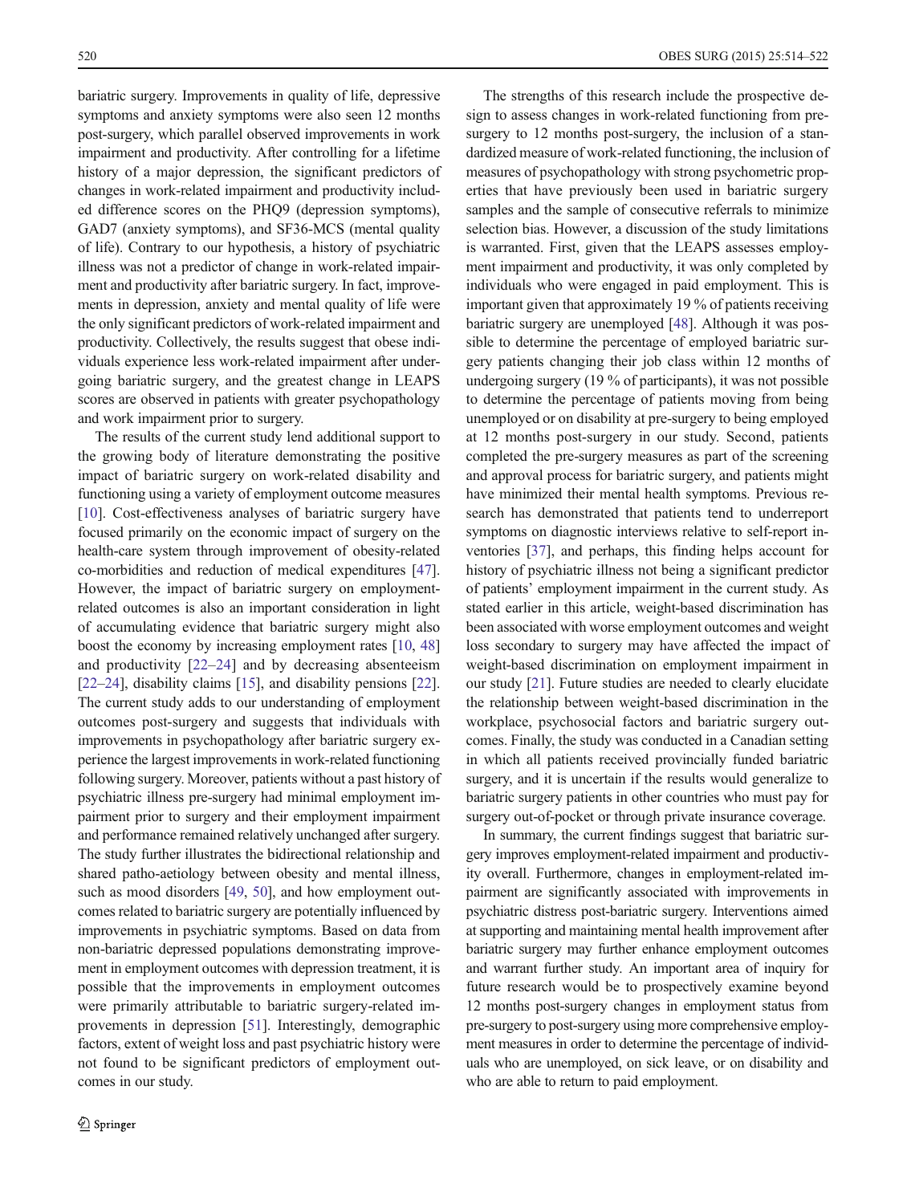bariatric surgery. Improvements in quality of life, depressive symptoms and anxiety symptoms were also seen 12 months post-surgery, which parallel observed improvements in work impairment and productivity. After controlling for a lifetime history of a major depression, the significant predictors of changes in work-related impairment and productivity included difference scores on the PHQ9 (depression symptoms), GAD7 (anxiety symptoms), and SF36-MCS (mental quality of life). Contrary to our hypothesis, a history of psychiatric illness was not a predictor of change in work-related impairment and productivity after bariatric surgery. In fact, improvements in depression, anxiety and mental quality of life were the only significant predictors of work-related impairment and productivity. Collectively, the results suggest that obese individuals experience less work-related impairment after undergoing bariatric surgery, and the greatest change in LEAPS scores are observed in patients with greater psychopathology and work impairment prior to surgery.

The results of the current study lend additional support to the growing body of literature demonstrating the positive impact of bariatric surgery on work-related disability and functioning using a variety of employment outcome measures [10]. Cost-effectiveness analyses of bariatric surgery have focused primarily on the economic impact of surgery on the health-care system through improvement of obesity-related co-morbidities and reduction of medical expenditures [47]. However, the impact of bariatric surgery on employment-related outcomes is also an important consideration in light of accumulating evidence that bariatric surgery might also boost the economy by increasing employment rates [10, 48] and productivity [22–24] and by decreasing absenteeism [22–24], disability claims [15], and disability pensions [22]. The current study adds to our understanding of employment outcomes post-surgery and suggests that individuals with improvements in psychopathology after bariatric surgery experience the largest improvements in work-related functioning following surgery. Moreover, patients without a past history of psychiatric illness pre-surgery had minimal employment impairment prior to surgery and their employment impairment and performance remained relatively unchanged after surgery. The study further illustrates the bidirectional relationship and shared patho-aetiology between obesity and mental illness, such as mood disorders [49, 50], and how employment outcomes related to bariatric surgery are potentially influenced by improvements in psychiatric symptoms. Based on data from non-bariatric depressed populations demonstrating improvement in employment outcomes with depression treatment, it is possible that the improvements in employment outcomes were primarily attributable to bariatric surgery-related improvements in depression [51]. Interestingly, demographic factors, extent of weight loss and past psychiatric history were not found to be significant predictors of employment outcomes in our study.

The strengths of this research include the prospective design to assess changes in work-related functioning from pre-surgery to 12 months post-surgery, the inclusion of a standardized measure of work-related functioning, the inclusion of measures of psychopathology with strong psychometric properties that have previously been used in bariatric surgery samples and the sample of consecutive referrals to minimize selection bias. However, a discussion of the study limitations is warranted. First, given that the LEAPS assesses employment impairment and productivity, it was only completed by individuals who were engaged in paid employment. This is important given that approximately 19 % of patients receiving bariatric surgery are unemployed [48]. Although it was possible to determine the percentage of employed bariatric surgery patients changing their job class within 12 months of undergoing surgery (19 % of participants), it was not possible to determine the percentage of patients moving from being unemployed or on disability at pre-surgery to being employed at 12 months post-surgery in our study. Second, patients completed the pre-surgery measures as part of the screening and approval process for bariatric surgery, and patients might have minimized their mental health symptoms. Previous research has demonstrated that patients tend to underreport symptoms on diagnostic interviews relative to self-report inventories [37], and perhaps, this finding helps account for history of psychiatric illness not being a significant predictor of patients' employment impairment in the current study. As stated earlier in this article, weight-based discrimination has been associated with worse employment outcomes and weight loss secondary to surgery may have affected the impact of weight-based discrimination on employment impairment in our study [21]. Future studies are needed to clearly elucidate the relationship between weight-based discrimination in the workplace, psychosocial factors and bariatric surgery outcomes. Finally, the study was conducted in a Canadian setting in which all patients received provincially funded bariatric surgery, and it is uncertain if the results would generalize to bariatric surgery patients in other countries who must pay for surgery out-of-pocket or through private insurance coverage.

In summary, the current findings suggest that bariatric surgery improves employment-related impairment and productivity overall. Furthermore, changes in employment-related impairment are significantly associated with improvements in psychiatric distress post-bariatric surgery. Interventions aimed at supporting and maintaining mental health improvement after bariatric surgery may further enhance employment outcomes and warrant further study. An important area of inquiry for future research would be to prospectively examine beyond 12 months post-surgery changes in employment status from pre-surgery to post-surgery using more comprehensive employment measures in order to determine the percentage of individuals who are unemployed, on sick leave, or on disability and who are able to return to paid employment.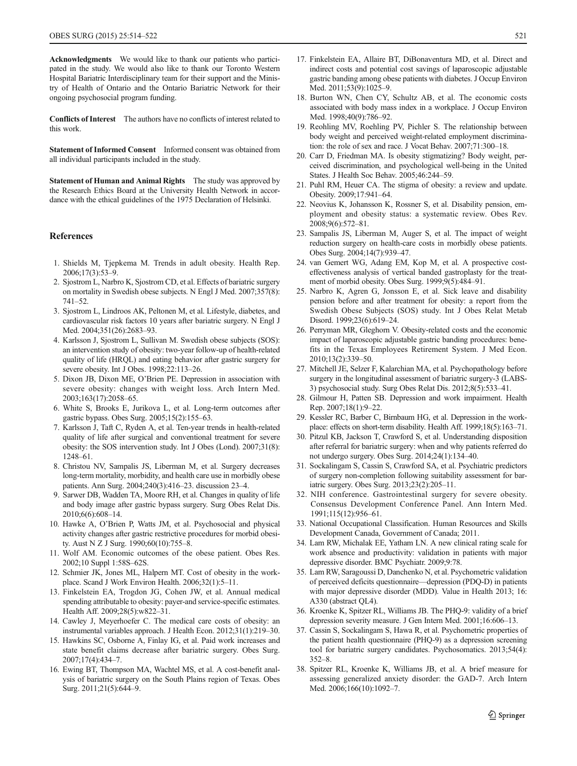**Acknowledgments** We would like to thank our patients who participated in the study. We would also like to thank our Toronto Western Hospital Bariatric Interdisciplinary team for their support and the Ministry of Health of Ontario and the Ontario Bariatric Network for their ongoing psychosocial program funding.

**Conflicts of Interest** The authors have no conflicts of interest related to this work.

**Statement of Informed Consent** Informed consent was obtained from all individual participants included in the study.

**Statement of Human and Animal Rights** The study was approved by the Research Ethics Board at the University Health Network in accordance with the ethical guidelines of the 1975 Declaration of Helsinki.

## References

1. Shields M, Tjepkema M. Trends in adult obesity. Health Rep. 2006;17(3):53–9.
2. Sjostrom L, Narbro K, Sjostrom CD, et al. Effects of bariatric surgery on mortality in Swedish obese subjects. N Engl J Med. 2007;357(8): 741–52.
3. Sjostrom L, Lindroos AK, Peltonen M, et al. Lifestyle, diabetes, and cardiovascular risk factors 10 years after bariatric surgery. N Engl J Med. 2004;351(26):2683–93.
4. Karlsson J, Sjostrom L, Sullivan M. Swedish obese subjects (SOS): an intervention study of obesity: two-year follow-up of health-related quality of life (HRQL) and eating behavior after gastric surgery for severe obesity. Int J Obes. 1998;22:113–26.
5. Dixon JB, Dixon ME, O'Brien PE. Depression in association with severe obesity: changes with weight loss. Arch Intern Med. 2003;163(17):2058–65.
6. White S, Brooks E, Jurikova L, et al. Long-term outcomes after gastric bypass. Obes Surg. 2005;15(2):155–63.
7. Karlsson J, Taft C, Ryden A, et al. Ten-year trends in health-related quality of life after surgical and conventional treatment for severe obesity: the SOS intervention study. Int J Obes (Lond). 2007;31(8): 1248–61.
8. Christou NV, Sampalis JS, Liberman M, et al. Surgery decreases long-term mortality, morbidity, and health care use in morbidly obese patients. Ann Surg. 2004;240(3):416–23. discussion 23–4.
9. Sarwer DB, Wadden TA, Moore RH, et al. Changes in quality of life and body image after gastric bypass surgery. Surg Obes Relat Dis. 2010;6(6):608–14.
10. Hawke A, O'Brien P, Watts JM, et al. Psychosocial and physical activity changes after gastric restrictive procedures for morbid obesity. Aust N Z J Surg. 1990;60(10):755–8.
11. Wolf AM. Economic outcomes of the obese patient. Obes Res. 2002;10 Suppl 1:58S–62S.
12. Schmier JK, Jones ML, Halpern MT. Cost of obesity in the workplace. Scand J Work Environ Health. 2006;32(1):5–11.
13. Finkelstein EA, Trogdon JG, Cohen JW, et al. Annual medical spending attributable to obesity: payer-and service-specific estimates. Health Aff. 2009;28(5):w822–31.
14. Cawley J, Meyerhoefer C. The medical care costs of obesity: an instrumental variables approach. J Health Econ. 2012;31(1):219–30.
15. Hawkins SC, Osborne A, Finlay IG, et al. Paid work increases and state benefit claims decrease after bariatric surgery. Obes Surg. 2007;17(4):434–7.
16. Ewing BT, Thompson MA, Wachtel MS, et al. A cost-benefit analysis of bariatric surgery on the South Plains region of Texas. Obes Surg. 2011;21(5):644–9.
17. Finkelstein EA, Allaire BT, DiBonaventura MD, et al. Direct and indirect costs and potential cost savings of laparoscopic adjustable gastric banding among obese patients with diabetes. J Occup Environ Med. 2011;53(9):1025–9.
18. Burton WN, Chen CY, Schultz AB, et al. The economic costs associated with body mass index in a workplace. J Occup Environ Med. 1998;40(9):786–92.
19. Reohling MV, Roehling PV, Pichler S. The relationship between body weight and perceived weight-related employment discrimination: the role of sex and race. J Vocat Behav. 2007;71:300–18.
20. Carr D, Friedman MA. Is obesity stigmatizing? Body weight, perceived discrimination, and psychological well-being in the United States. J Health Soc Behav. 2005;46:244–59.
21. Puhl RM, Heuer CA. The stigma of obesity: a review and update. Obesity. 2009;17:941–64.
22. Neovius K, Johansson K, Rossner S, et al. Disability pension, employment and obesity status: a systematic review. Obes Rev. 2008;9(6):572–81.
23. Sampalis JS, Liberman M, Auger S, et al. The impact of weight reduction surgery on health-care costs in morbidly obese patients. Obes Surg. 2004;14(7):939–47.
24. van Gemert WG, Adang EM, Kop M, et al. A prospective cost-effectiveness analysis of vertical banded gastroplasty for the treatment of morbid obesity. Obes Surg. 1999;9(5):484–91.
25. Narbro K, Agren G, Jonsson E, et al. Sick leave and disability pension before and after treatment for obesity: a report from the Swedish Obese Subjects (SOS) study. Int J Obes Relat Metab Disord. 1999;23(6):619–24.
26. Perryman MR, Gleghorn V. Obesity-related costs and the economic impact of laparoscopic adjustable gastric banding procedures: benefits in the Texas Employees Retirement System. J Med Econ. 2010;13(2):339–50.
27. Mitchell JE, Selzer F, Kalarchian MA, et al. Psychopathology before surgery in the longitudinal assessment of bariatric surgery-3 (LABS-3) psychosocial study. Surg Obes Relat Dis. 2012;8(5):533–41.
28. Gilmour H, Patten SB. Depression and work impairment. Health Rep. 2007;18(1):9–22.
29. Kessler RC, Barber C, Birnbaum HG, et al. Depression in the workplace: effects on short-term disability. Health Aff. 1999;18(5):163–71.
30. Pitzul KB, Jackson T, Crawford S, et al. Understanding disposition after referral for bariatric surgery: when and why patients referred do not undergo surgery. Obes Surg. 2014;24(1):134–40.
31. Sockalingam S, Cassin S, Crawford SA, et al. Psychiatric predictors of surgery non-completion following suitability assessment for bariatric surgery. Obes Surg. 2013;23(2):205–11.
32. NIH conference. Gastrointestinal surgery for severe obesity. Consensus Development Conference Panel. Ann Intern Med. 1991;115(12):956–61.
33. National Occupational Classification. Human Resources and Skills Development Canada, Government of Canada; 2011.
34. Lam RW, Michalak EE, Yatham LN. A new clinical rating scale for work absence and productivity: validation in patients with major depressive disorder. BMC Psychiatr. 2009;9:78.
35. Lam RW, Saragoussi D, Danchenko N, et al. Psychometric validation of perceived deficits questionnaire—depression (PDQ-D) in patients with major depressive disorder (MDD). Value in Health 2013; 16: A330 (abstract QL4).
36. Kroenke K, Spitzer RL, Williams JB. The PHQ-9: validity of a brief depression severity measure. J Gen Intern Med. 2001;16:606–13.
37. Cassin S, Sockalingam S, Hawa R, et al. Psychometric properties of the patient health questionnaire (PHQ-9) as a depression screening tool for bariatric surgery candidates. Psychosomatics. 2013;54(4): 352–8.
38. Spitzer RL, Kroenke K, Williams JB, et al. A brief measure for assessing generalized anxiety disorder: the GAD-7. Arch Intern Med. 2006;166(10):1092–7.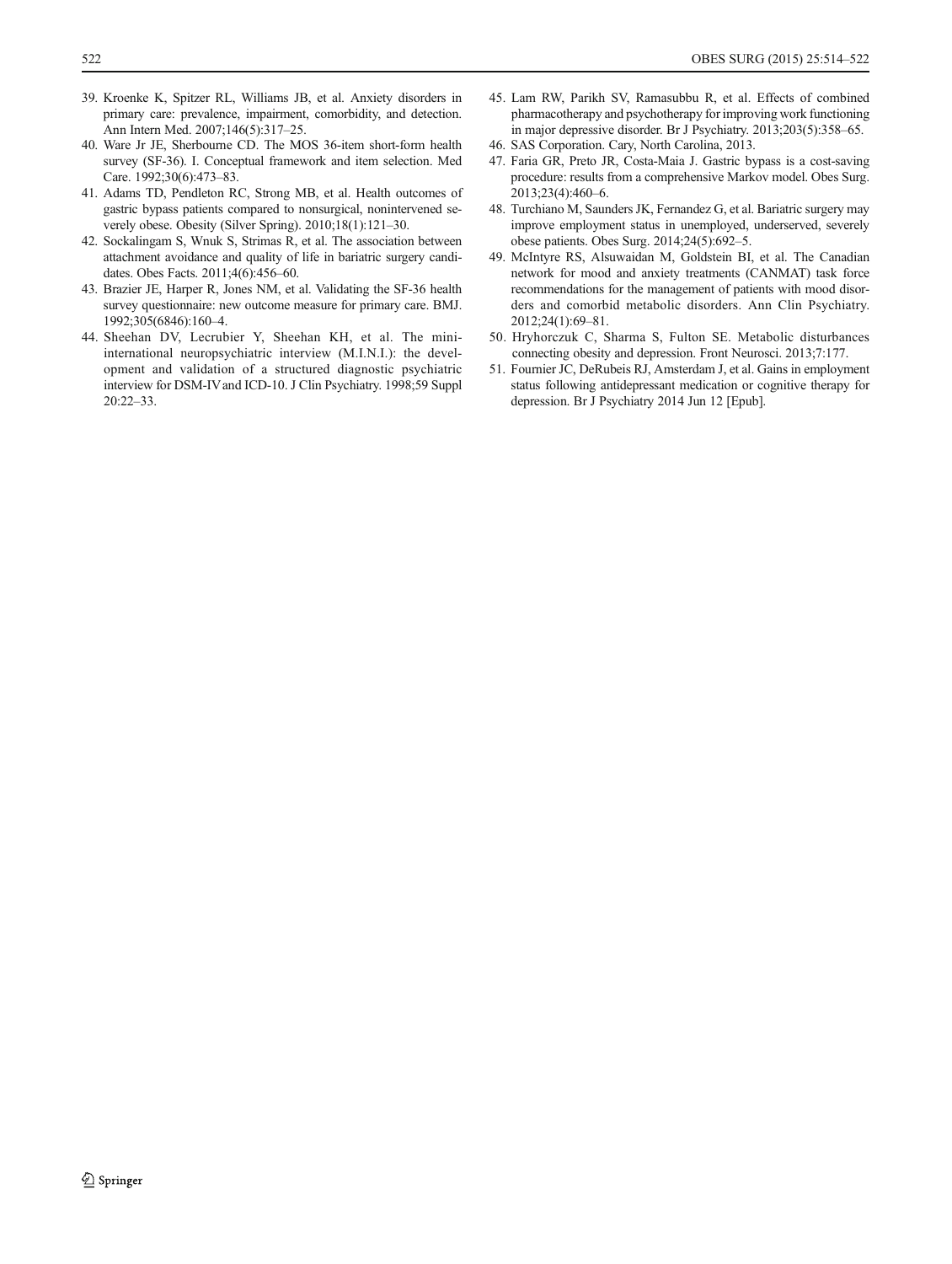39. Kroenke K, Spitzer RL, Williams JB, et al. Anxiety disorders in primary care: prevalence, impairment, comorbidity, and detection. Ann Intern Med. 2007;146(5):317–25.
40. Ware Jr JE, Sherbourne CD. The MOS 36-item short-form health survey (SF-36). I. Conceptual framework and item selection. Med Care. 1992;30(6):473–83.
41. Adams TD, Pendleton RC, Strong MB, et al. Health outcomes of gastric bypass patients compared to nonsurgical, nonintervened severely obese. Obesity (Silver Spring). 2010;18(1):121–30.
42. Sockalingam S, Wnuk S, Strimas R, et al. The association between attachment avoidance and quality of life in bariatric surgery candidates. Obes Facts. 2011;4(6):456–60.
43. Brazier JE, Harper R, Jones NM, et al. Validating the SF-36 health survey questionnaire: new outcome measure for primary care. BMJ. 1992;305(6846):160–4.
44. Sheehan DV, Lecrubier Y, Sheehan KH, et al. The mini-international neuropsychiatric interview (M.I.N.I.): the development and validation of a structured diagnostic psychiatric interview for DSM-IV and ICD-10. J Clin Psychiatry. 1998;59 Suppl 20:22–33.
45. Lam RW, Parikh SV, Ramasubbu R, et al. Effects of combined pharmacotherapy and psychotherapy for improving work functioning in major depressive disorder. Br J Psychiatry. 2013;203(5):358–65.
46. SAS Corporation. Cary, North Carolina, 2013.
47. Faria GR, Preto JR, Costa-Maia J. Gastric bypass is a cost-saving procedure: results from a comprehensive Markov model. Obes Surg. 2013;23(4):460–6.
48. Turchiano M, Saunders JK, Fernandez G, et al. Bariatric surgery may improve employment status in unemployed, underserved, severely obese patients. Obes Surg. 2014;24(5):692–5.
49. McIntyre RS, Alsuwaidan M, Goldstein BI, et al. The Canadian network for mood and anxiety treatments (CANMAT) task force recommendations for the management of patients with mood disorders and comorbid metabolic disorders. Ann Clin Psychiatry. 2012;24(1):69–81.
50. Hryhorczuk C, Sharma S, Fulton SE. Metabolic disturbances connecting obesity and depression. Front Neurosci. 2013;7:177.
51. Fournier JC, DeRubeis RJ, Amsterdam J, et al. Gains in employment status following antidepressant medication or cognitive therapy for depression. Br J Psychiatry 2014 Jun 12 [Epub].